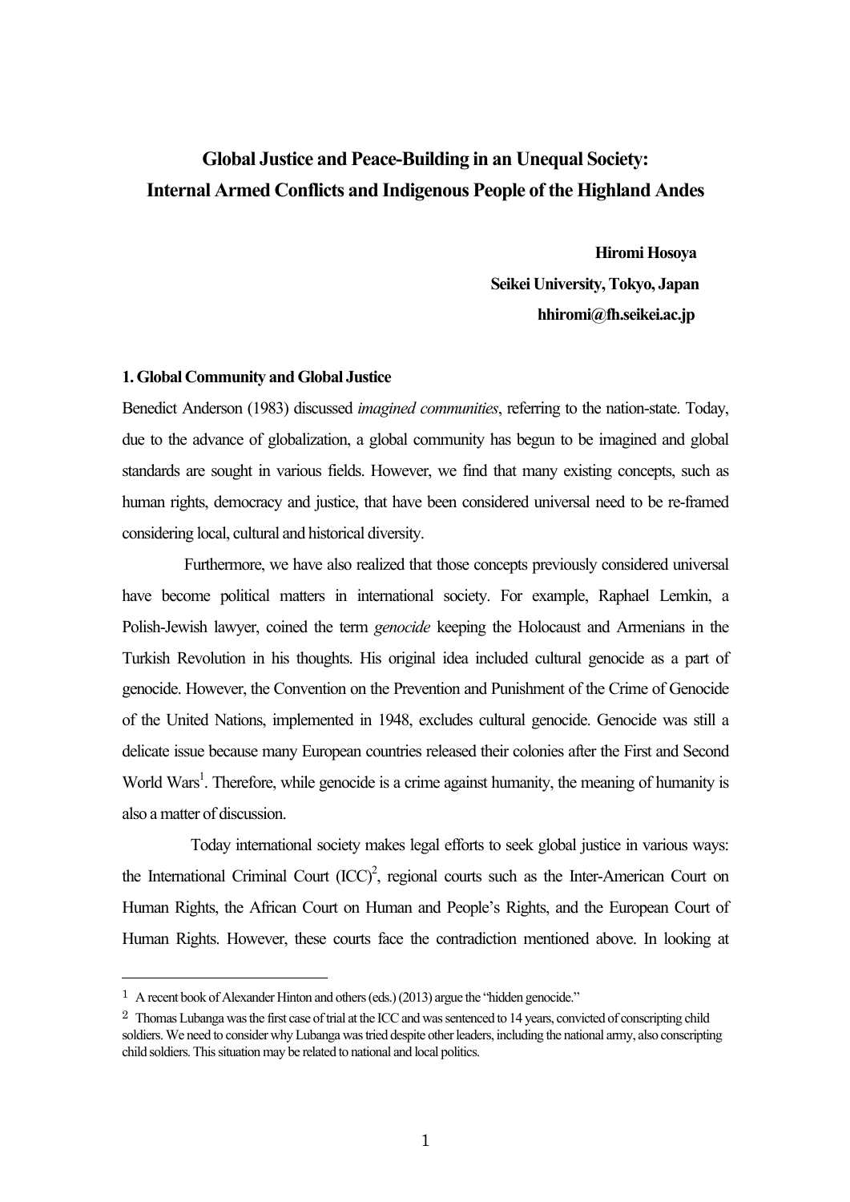# Global Justice and Peace-Building in an Unequal Society: Internal Armed Conflicts and Indigenous People of the Highland Andes

**Hiromi Hosoya**
**Seikei University, Tokyo, Japan**
**hhiromi@fh.seikei.ac.jp**

## 1. Global Community and Global Justice

Benedict Anderson (1983) discussed *imagined communities*, referring to the nation-state. Today, due to the advance of globalization, a global community has begun to be imagined and global standards are sought in various fields. However, we find that many existing concepts, such as human rights, democracy and justice, that have been considered universal need to be re-framed considering local, cultural and historical diversity.

Furthermore, we have also realized that those concepts previously considered universal have become political matters in international society. For example, Raphael Lemkin, a Polish-Jewish lawyer, coined the term *genocide* keeping the Holocaust and Armenians in the Turkish Revolution in his thoughts. His original idea included cultural genocide as a part of genocide. However, the Convention on the Prevention and Punishment of the Crime of Genocide of the United Nations, implemented in 1948, excludes cultural genocide. Genocide was still a delicate issue because many European countries released their colonies after the First and Second World Wars[1]. Therefore, while genocide is a crime against humanity, the meaning of humanity is also a matter of discussion.

Today international society makes legal efforts to seek global justice in various ways: the International Criminal Court (ICC)[2], regional courts such as the Inter-American Court on Human Rights, the African Court on Human and People's Rights, and the European Court of Human Rights. However, these courts face the contradiction mentioned above. In looking at

---

1 A recent book of Alexander Hinton and others (eds.) (2013) argue the "hidden genocide."

2 Thomas Lubanga was the first case of trial at the ICC and was sentenced to 14 years, convicted of conscripting child soldiers. We need to consider why Lubanga was tried despite other leaders, including the national army, also conscripting child soldiers. This situation may be related to national and local politics.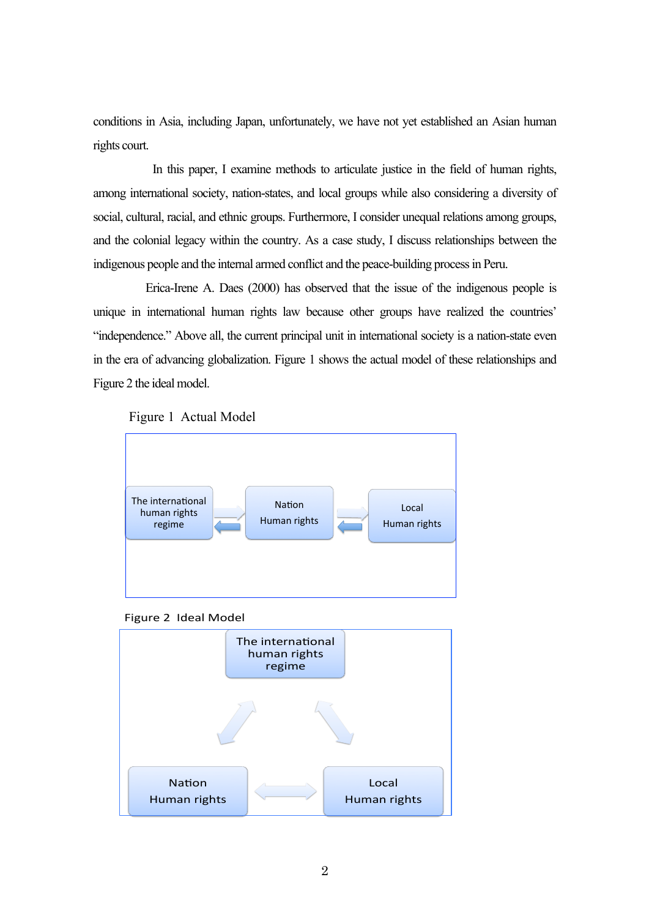conditions in Asia, including Japan, unfortunately, we have not yet established an Asian human rights court.

In this paper, I examine methods to articulate justice in the field of human rights, among international society, nation-states, and local groups while also considering a diversity of social, cultural, racial, and ethnic groups. Furthermore, I consider unequal relations among groups, and the colonial legacy within the country. As a case study, I discuss relationships between the indigenous people and the internal armed conflict and the peace-building process in Peru.

Erica-Irene A. Daes (2000) has observed that the issue of the indigenous people is unique in international human rights law because other groups have realized the countries' "independence." Above all, the current principal unit in international society is a nation-state even in the era of advancing globalization. Figure 1 shows the actual model of these relationships and Figure 2 the ideal model.

Figure 1 Actual Model

The international human rights regime ⇄ Nation Human rights ⇄ Local Human rights

Figure 2 Ideal Model

The international human rights regime

Nation Human rights ⟷ Local Human rights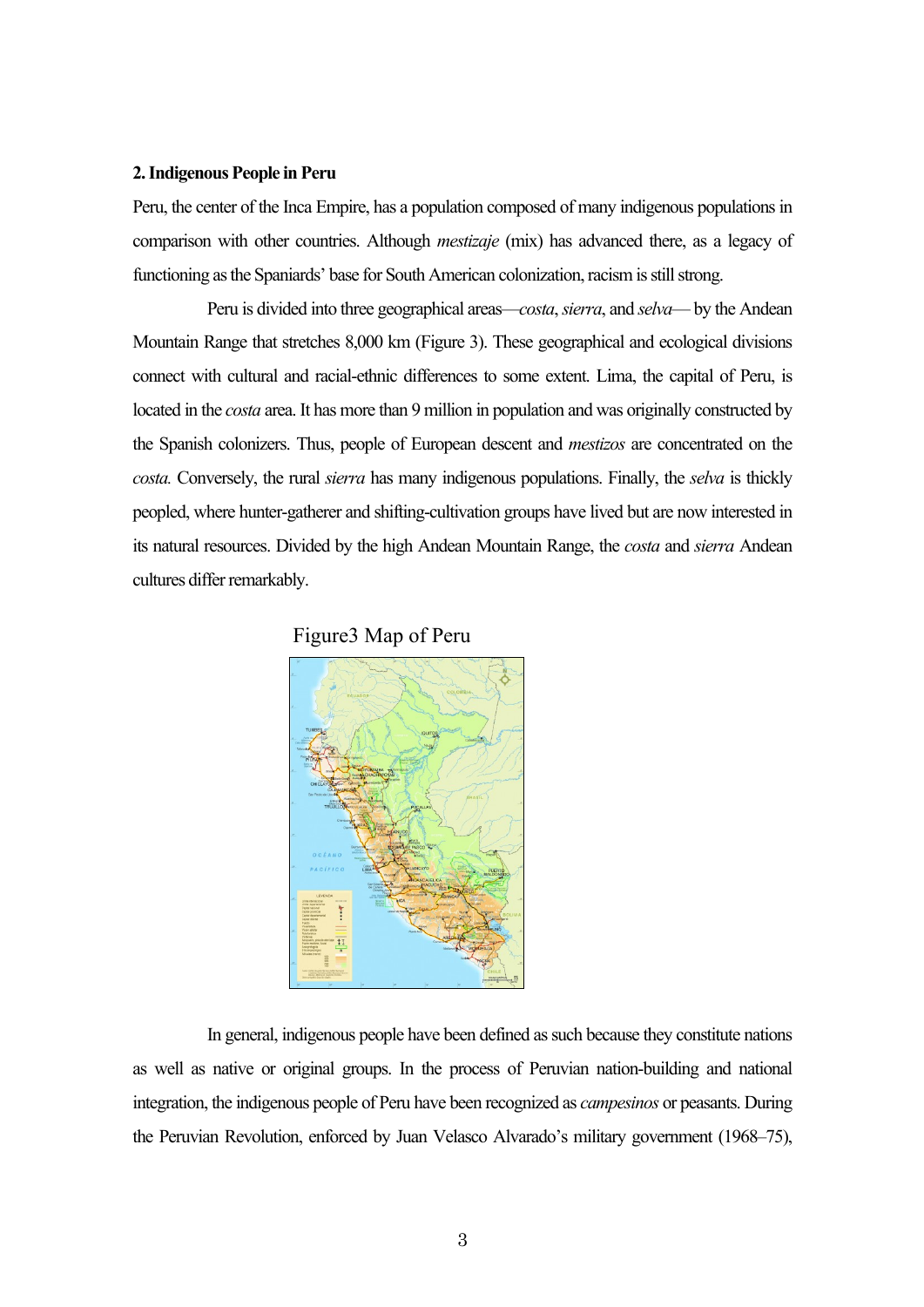**2. Indigenous People in Peru**

Peru, the center of the Inca Empire, has a population composed of many indigenous populations in comparison with other countries. Although *mestizaje* (mix) has advanced there, as a legacy of functioning as the Spaniards' base for South American colonization, racism is still strong.

Peru is divided into three geographical areas—*costa*, *sierra*, and *selva*— by the Andean Mountain Range that stretches 8,000 km (Figure 3). These geographical and ecological divisions connect with cultural and racial-ethnic differences to some extent. Lima, the capital of Peru, is located in the *costa* area. It has more than 9 million in population and was originally constructed by the Spanish colonizers. Thus, people of European descent and *mestizos* are concentrated on the *costa.* Conversely, the rural *sierra* has many indigenous populations. Finally, the *selva* is thickly peopled, where hunter-gatherer and shifting-cultivation groups have lived but are now interested in its natural resources. Divided by the high Andean Mountain Range, the *costa* and *sierra* Andean cultures differ remarkably.

Figure3 Map of Peru

In general, indigenous people have been defined as such because they constitute nations as well as native or original groups. In the process of Peruvian nation-building and national integration, the indigenous people of Peru have been recognized as *campesinos* or peasants. During the Peruvian Revolution, enforced by Juan Velasco Alvarado's military government (1968–75),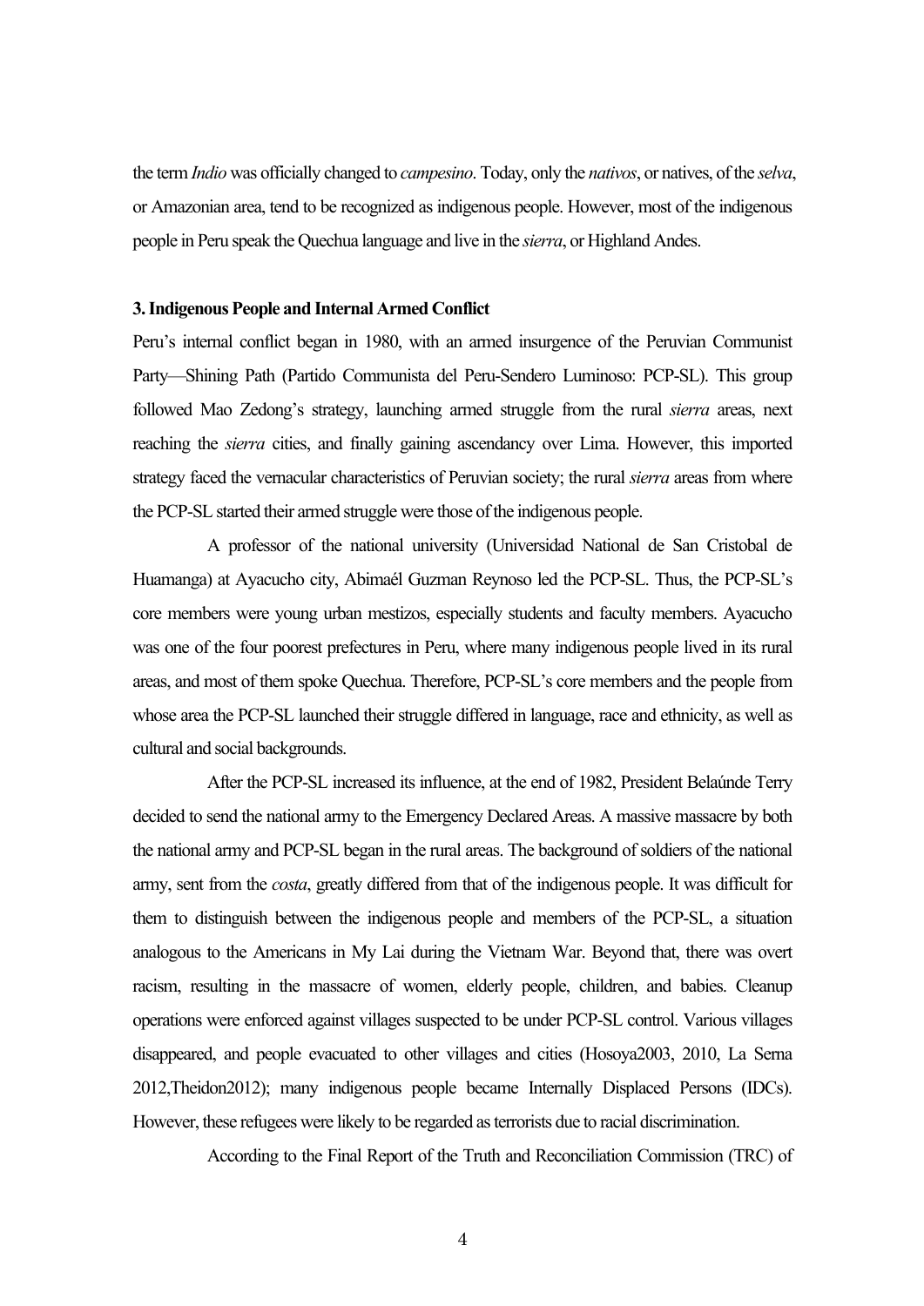the term *Indio* was officially changed to *campesino*. Today, only the *nativos*, or natives, of the *selva*, or Amazonian area, tend to be recognized as indigenous people. However, most of the indigenous people in Peru speak the Quechua language and live in the *sierra*, or Highland Andes.

### 3. Indigenous People and Internal Armed Conflict

Peru's internal conflict began in 1980, with an armed insurgence of the Peruvian Communist Party—Shining Path (Partido Communista del Peru-Sendero Luminoso: PCP-SL). This group followed Mao Zedong's strategy, launching armed struggle from the rural *sierra* areas, next reaching the *sierra* cities, and finally gaining ascendancy over Lima. However, this imported strategy faced the vernacular characteristics of Peruvian society; the rural *sierra* areas from where the PCP-SL started their armed struggle were those of the indigenous people.

A professor of the national university (Universidad National de San Cristobal de Huamanga) at Ayacucho city, Abimaél Guzman Reynoso led the PCP-SL. Thus, the PCP-SL's core members were young urban mestizos, especially students and faculty members. Ayacucho was one of the four poorest prefectures in Peru, where many indigenous people lived in its rural areas, and most of them spoke Quechua. Therefore, PCP-SL's core members and the people from whose area the PCP-SL launched their struggle differed in language, race and ethnicity, as well as cultural and social backgrounds.

After the PCP-SL increased its influence, at the end of 1982, President Belaúnde Terry decided to send the national army to the Emergency Declared Areas. A massive massacre by both the national army and PCP-SL began in the rural areas. The background of soldiers of the national army, sent from the *costa*, greatly differed from that of the indigenous people. It was difficult for them to distinguish between the indigenous people and members of the PCP-SL, a situation analogous to the Americans in My Lai during the Vietnam War. Beyond that, there was overt racism, resulting in the massacre of women, elderly people, children, and babies. Cleanup operations were enforced against villages suspected to be under PCP-SL control. Various villages disappeared, and people evacuated to other villages and cities (Hosoya2003, 2010, La Serna 2012,Theidon2012); many indigenous people became Internally Displaced Persons (IDCs). However, these refugees were likely to be regarded as terrorists due to racial discrimination.

According to the Final Report of the Truth and Reconciliation Commission (TRC) of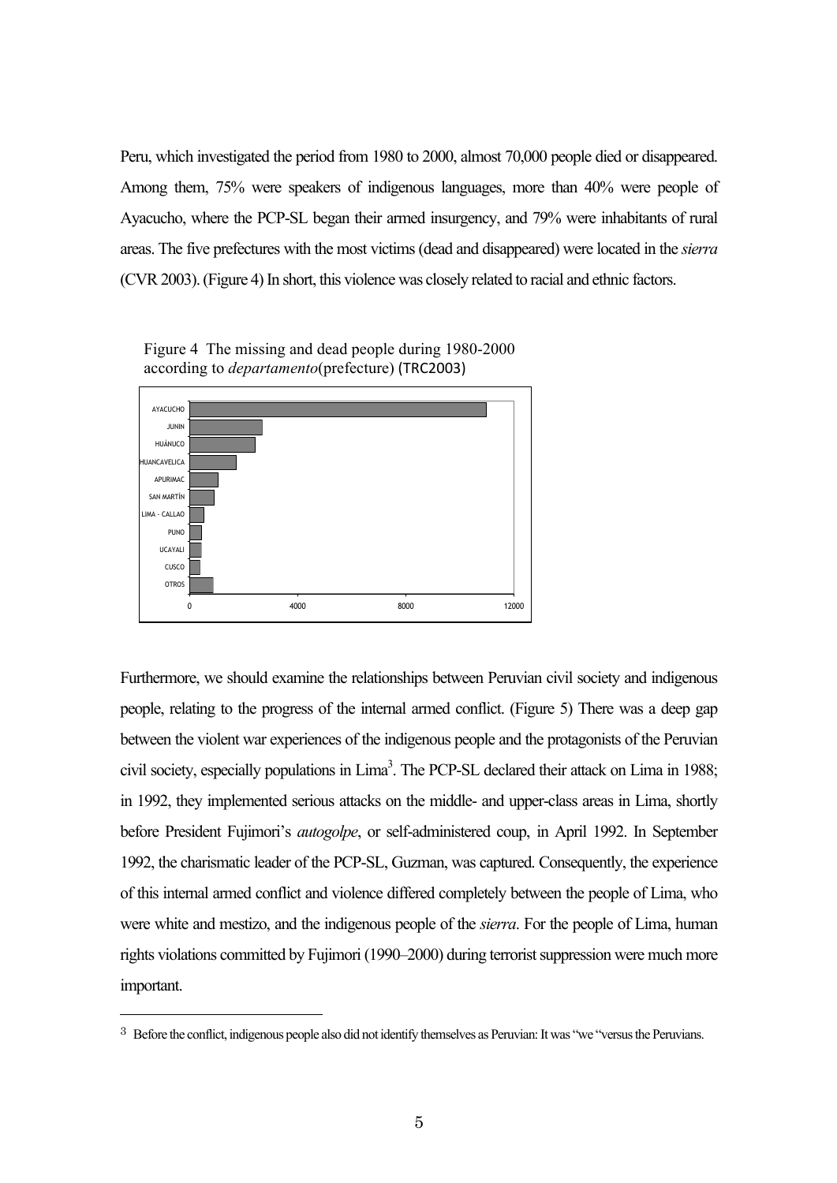Peru, which investigated the period from 1980 to 2000, almost 70,000 people died or disappeared. Among them, 75% were speakers of indigenous languages, more than 40% were people of Ayacucho, where the PCP-SL began their armed insurgency, and 79% were inhabitants of rural areas. The five prefectures with the most victims (dead and disappeared) were located in the *sierra* (CVR 2003). (Figure 4) In short, this violence was closely related to racial and ethnic factors.

Figure 4 The missing and dead people during 1980-2000 according to *departamento*(prefecture) (TRC2003)

Furthermore, we should examine the relationships between Peruvian civil society and indigenous people, relating to the progress of the internal armed conflict. (Figure 5) There was a deep gap between the violent war experiences of the indigenous people and the protagonists of the Peruvian civil society, especially populations in Lima[3]. The PCP-SL declared their attack on Lima in 1988; in 1992, they implemented serious attacks on the middle- and upper-class areas in Lima, shortly before President Fujimori's *autogolpe*, or self-administered coup, in April 1992. In September 1992, the charismatic leader of the PCP-SL, Guzman, was captured. Consequently, the experience of this internal armed conflict and violence differed completely between the people of Lima, who were white and mestizo, and the indigenous people of the *sierra*. For the people of Lima, human rights violations committed by Fujimori (1990–2000) during terrorist suppression were much more important.

---

[3] Before the conflict, indigenous people also did not identify themselves as Peruvian: It was "we "versus the Peruvians.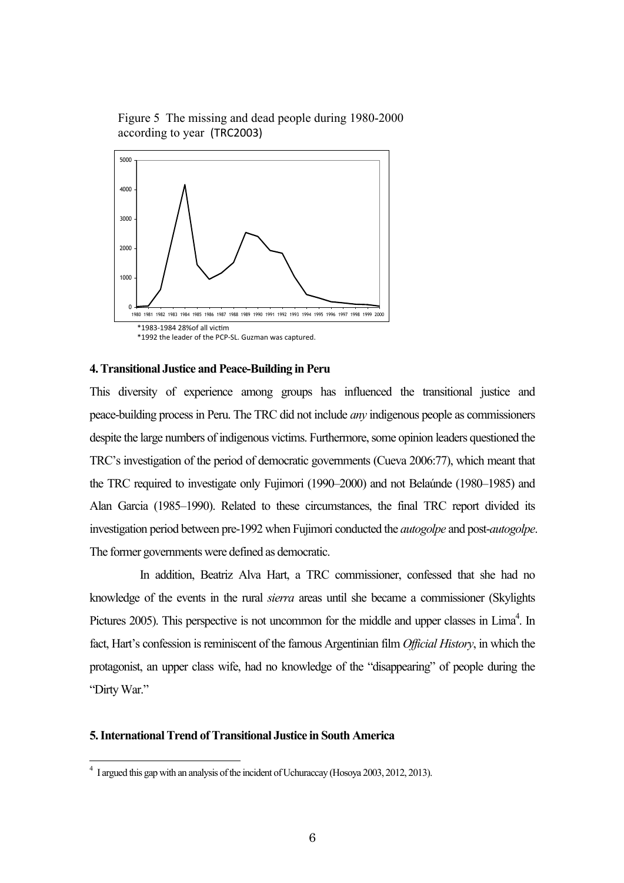Figure 5 The missing and dead people during 1980-2000 according to year (TRC2003)

*1983-1984 28%of all victim
*1992 the leader of the PCP-SL. Guzman was captured.

## 4. Transitional Justice and Peace-Building in Peru

This diversity of experience among groups has influenced the transitional justice and peace-building process in Peru. The TRC did not include *any* indigenous people as commissioners despite the large numbers of indigenous victims. Furthermore, some opinion leaders questioned the TRC's investigation of the period of democratic governments (Cueva 2006:77), which meant that the TRC required to investigate only Fujimori (1990–2000) and not Belaúnde (1980–1985) and Alan Garcia (1985–1990). Related to these circumstances, the final TRC report divided its investigation period between pre-1992 when Fujimori conducted the *autogolpe* and post-*autogolpe*. The former governments were defined as democratic.

In addition, Beatriz Alva Hart, a TRC commissioner, confessed that she had no knowledge of the events in the rural *sierra* areas until she became a commissioner (Skylights Pictures 2005). This perspective is not uncommon for the middle and upper classes in Lima[4]. In fact, Hart's confession is reminiscent of the famous Argentinian film *Official History*, in which the protagonist, an upper class wife, had no knowledge of the "disappearing" of people during the "Dirty War."

## 5. International Trend of Transitional Justice in South America

[4] I argued this gap with an analysis of the incident of Uchuraccay (Hosoya 2003, 2012, 2013).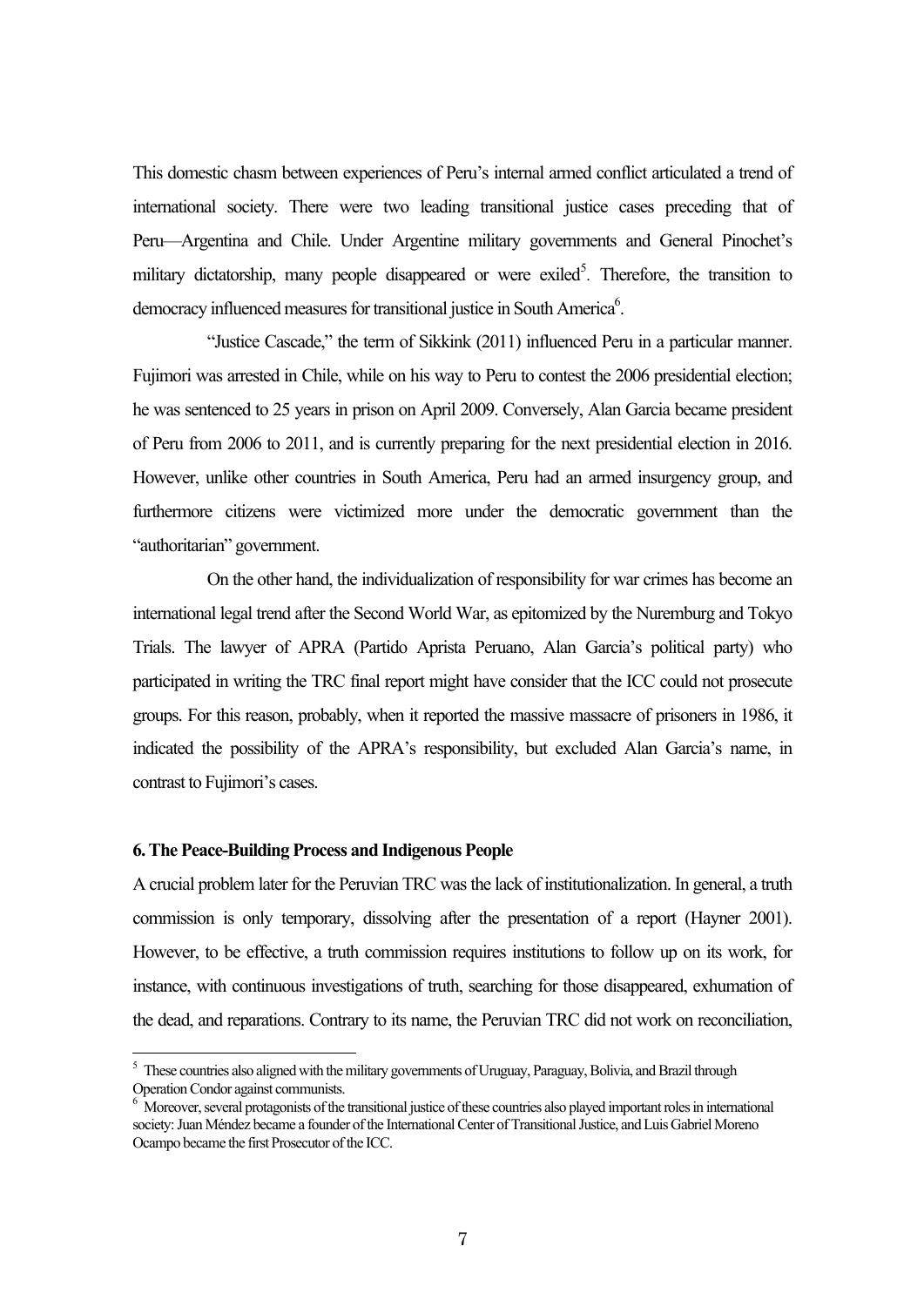This domestic chasm between experiences of Peru's internal armed conflict articulated a trend of international society. There were two leading transitional justice cases preceding that of Peru—Argentina and Chile. Under Argentine military governments and General Pinochet's military dictatorship, many people disappeared or were exiled[5]. Therefore, the transition to democracy influenced measures for transitional justice in South America[6].

"Justice Cascade," the term of Sikkink (2011) influenced Peru in a particular manner. Fujimori was arrested in Chile, while on his way to Peru to contest the 2006 presidential election; he was sentenced to 25 years in prison on April 2009. Conversely, Alan Garcia became president of Peru from 2006 to 2011, and is currently preparing for the next presidential election in 2016. However, unlike other countries in South America, Peru had an armed insurgency group, and furthermore citizens were victimized more under the democratic government than the "authoritarian" government.

On the other hand, the individualization of responsibility for war crimes has become an international legal trend after the Second World War, as epitomized by the Nuremburg and Tokyo Trials. The lawyer of APRA (Partido Aprista Peruano, Alan Garcia's political party) who participated in writing the TRC final report might have consider that the ICC could not prosecute groups. For this reason, probably, when it reported the massive massacre of prisoners in 1986, it indicated the possibility of the APRA's responsibility, but excluded Alan Garcia's name, in contrast to Fujimori's cases.

## 6. The Peace-Building Process and Indigenous People

A crucial problem later for the Peruvian TRC was the lack of institutionalization. In general, a truth commission is only temporary, dissolving after the presentation of a report (Hayner 2001). However, to be effective, a truth commission requires institutions to follow up on its work, for instance, with continuous investigations of truth, searching for those disappeared, exhumation of the dead, and reparations. Contrary to its name, the Peruvian TRC did not work on reconciliation,

[5] These countries also aligned with the military governments of Uruguay, Paraguay, Bolivia, and Brazil through Operation Condor against communists.

[6] Moreover, several protagonists of the transitional justice of these countries also played important roles in international society: Juan Méndez became a founder of the International Center of Transitional Justice, and Luis Gabriel Moreno Ocampo became the first Prosecutor of the ICC.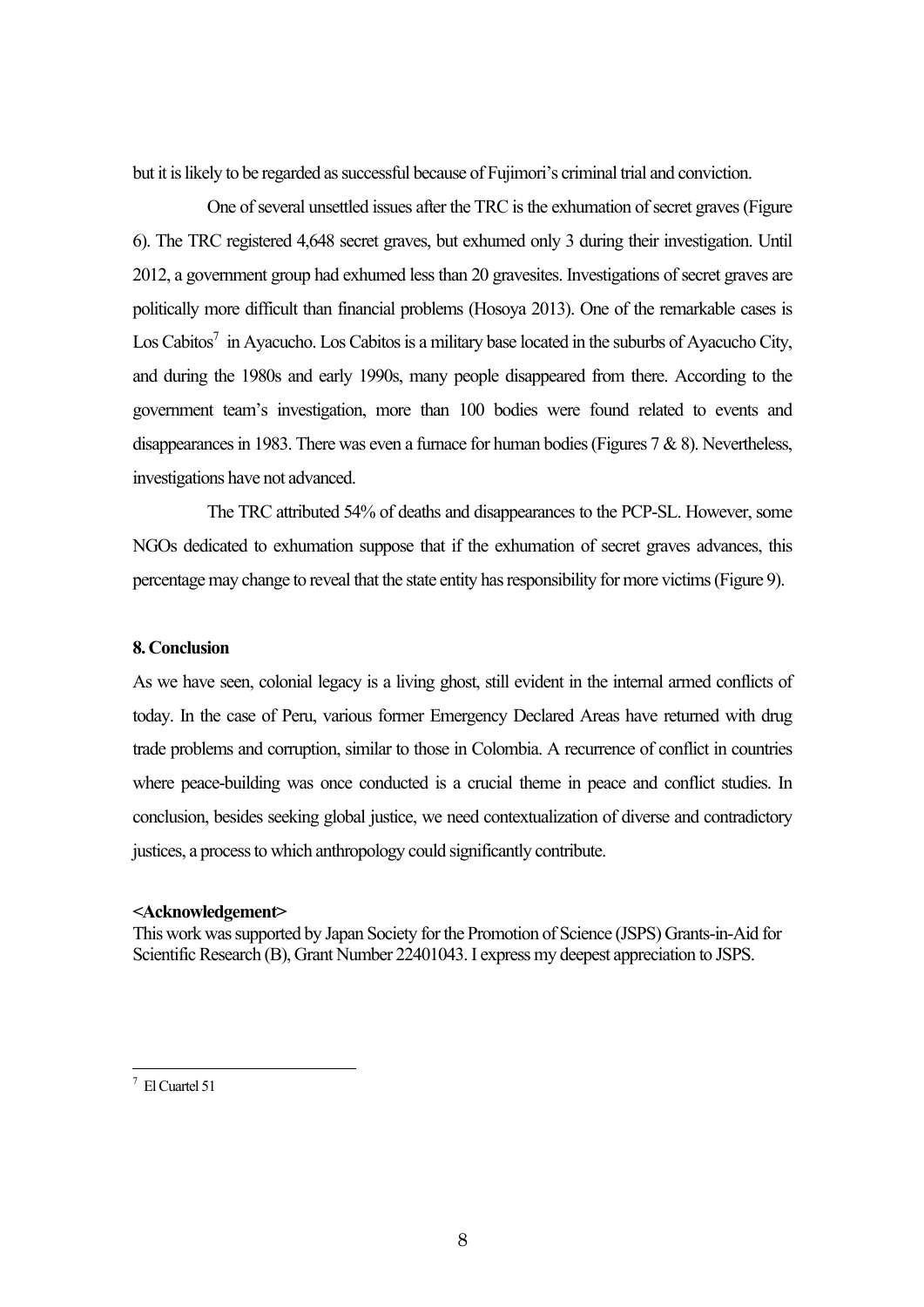but it is likely to be regarded as successful because of Fujimori's criminal trial and conviction.

One of several unsettled issues after the TRC is the exhumation of secret graves (Figure 6). The TRC registered 4,648 secret graves, but exhumed only 3 during their investigation. Until 2012, a government group had exhumed less than 20 gravesites. Investigations of secret graves are politically more difficult than financial problems (Hosoya 2013). One of the remarkable cases is Los Cabitos[7] in Ayacucho. Los Cabitos is a military base located in the suburbs of Ayacucho City, and during the 1980s and early 1990s, many people disappeared from there. According to the government team's investigation, more than 100 bodies were found related to events and disappearances in 1983. There was even a furnace for human bodies (Figures 7 & 8). Nevertheless, investigations have not advanced.

The TRC attributed 54% of deaths and disappearances to the PCP-SL. However, some NGOs dedicated to exhumation suppose that if the exhumation of secret graves advances, this percentage may change to reveal that the state entity has responsibility for more victims (Figure 9).

## 8. Conclusion

As we have seen, colonial legacy is a living ghost, still evident in the internal armed conflicts of today. In the case of Peru, various former Emergency Declared Areas have returned with drug trade problems and corruption, similar to those in Colombia. A recurrence of conflict in countries where peace-building was once conducted is a crucial theme in peace and conflict studies. In conclusion, besides seeking global justice, we need contextualization of diverse and contradictory justices, a process to which anthropology could significantly contribute.

**<Acknowledgement>**

This work was supported by Japan Society for the Promotion of Science (JSPS) Grants-in-Aid for Scientific Research (B), Grant Number 22401043. I express my deepest appreciation to JSPS.

---

[7] El Cuartel 51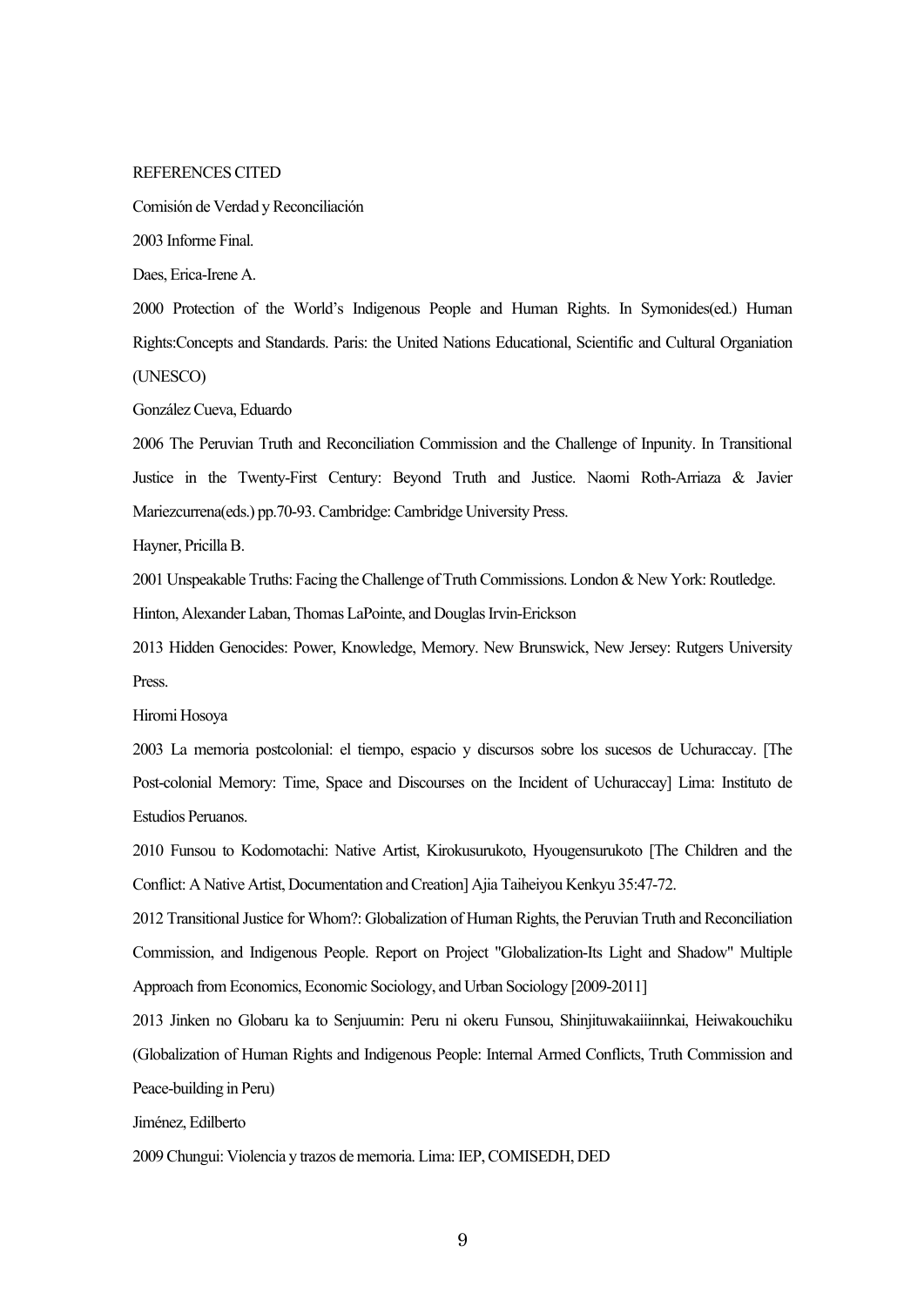## REFERENCES CITED

Comisión de Verdad y Reconciliación

2003 Informe Final.

Daes, Erica-Irene A.

2000 Protection of the World's Indigenous People and Human Rights. In Symonides(ed.) Human Rights:Concepts and Standards. Paris: the United Nations Educational, Scientific and Cultural Organiation (UNESCO)

González Cueva, Eduardo

2006 The Peruvian Truth and Reconciliation Commission and the Challenge of Inpunity. In Transitional Justice in the Twenty-First Century: Beyond Truth and Justice. Naomi Roth-Arriaza & Javier Mariezcurrena(eds.) pp.70-93. Cambridge: Cambridge University Press.

Hayner, Pricilla B.

2001 Unspeakable Truths: Facing the Challenge of Truth Commissions. London & New York: Routledge.

Hinton, Alexander Laban, Thomas LaPointe, and Douglas Irvin-Erickson

2013 Hidden Genocides: Power, Knowledge, Memory. New Brunswick, New Jersey: Rutgers University Press.

Hiromi Hosoya

2003 La memoria postcolonial: el tiempo, espacio y discursos sobre los sucesos de Uchuraccay. [The Post-colonial Memory: Time, Space and Discourses on the Incident of Uchuraccay] Lima: Instituto de Estudios Peruanos.

2010 Funsou to Kodomotachi: Native Artist, Kirokusurukoto, Hyougensurukoto [The Children and the Conflict: A Native Artist, Documentation and Creation] Ajia Taiheiyou Kenkyu 35:47-72.

2012 Transitional Justice for Whom?: Globalization of Human Rights, the Peruvian Truth and Reconciliation Commission, and Indigenous People. Report on Project "Globalization-Its Light and Shadow" Multiple Approach from Economics, Economic Sociology, and Urban Sociology [2009-2011]

2013 Jinken no Globaru ka to Senjuumin: Peru ni okeru Funsou, Shinjituwakaiiinnkai, Heiwakouchiku (Globalization of Human Rights and Indigenous People: Internal Armed Conflicts, Truth Commission and Peace-building in Peru)

Jiménez, Edilberto

2009 Chungui: Violencia y trazos de memoria. Lima: IEP, COMISEDH, DED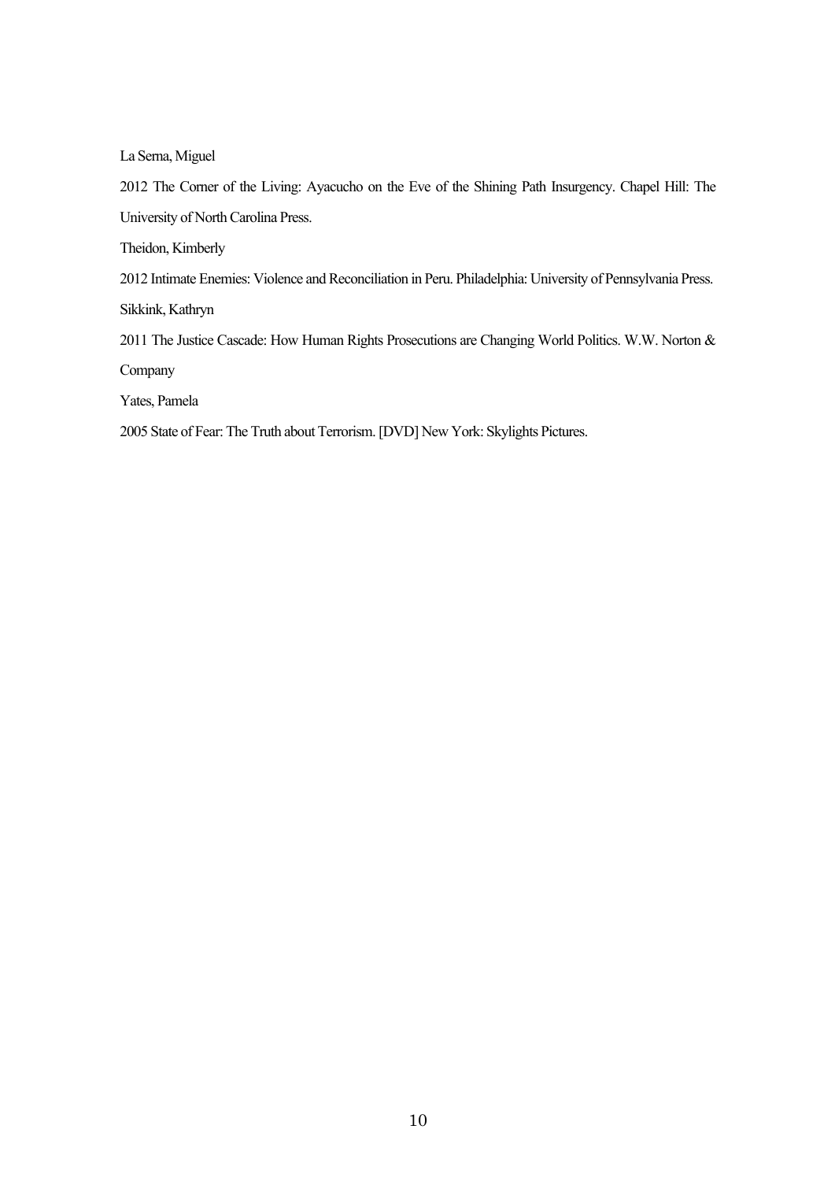La Serna, Miguel

2012 The Corner of the Living: Ayacucho on the Eve of the Shining Path Insurgency. Chapel Hill: The University of North Carolina Press.

Theidon, Kimberly

2012 Intimate Enemies: Violence and Reconciliation in Peru. Philadelphia: University of Pennsylvania Press.

Sikkink, Kathryn

2011 The Justice Cascade: How Human Rights Prosecutions are Changing World Politics. W.W. Norton & Company

Yates, Pamela

2005 State of Fear: The Truth about Terrorism. [DVD] New York: Skylights Pictures.